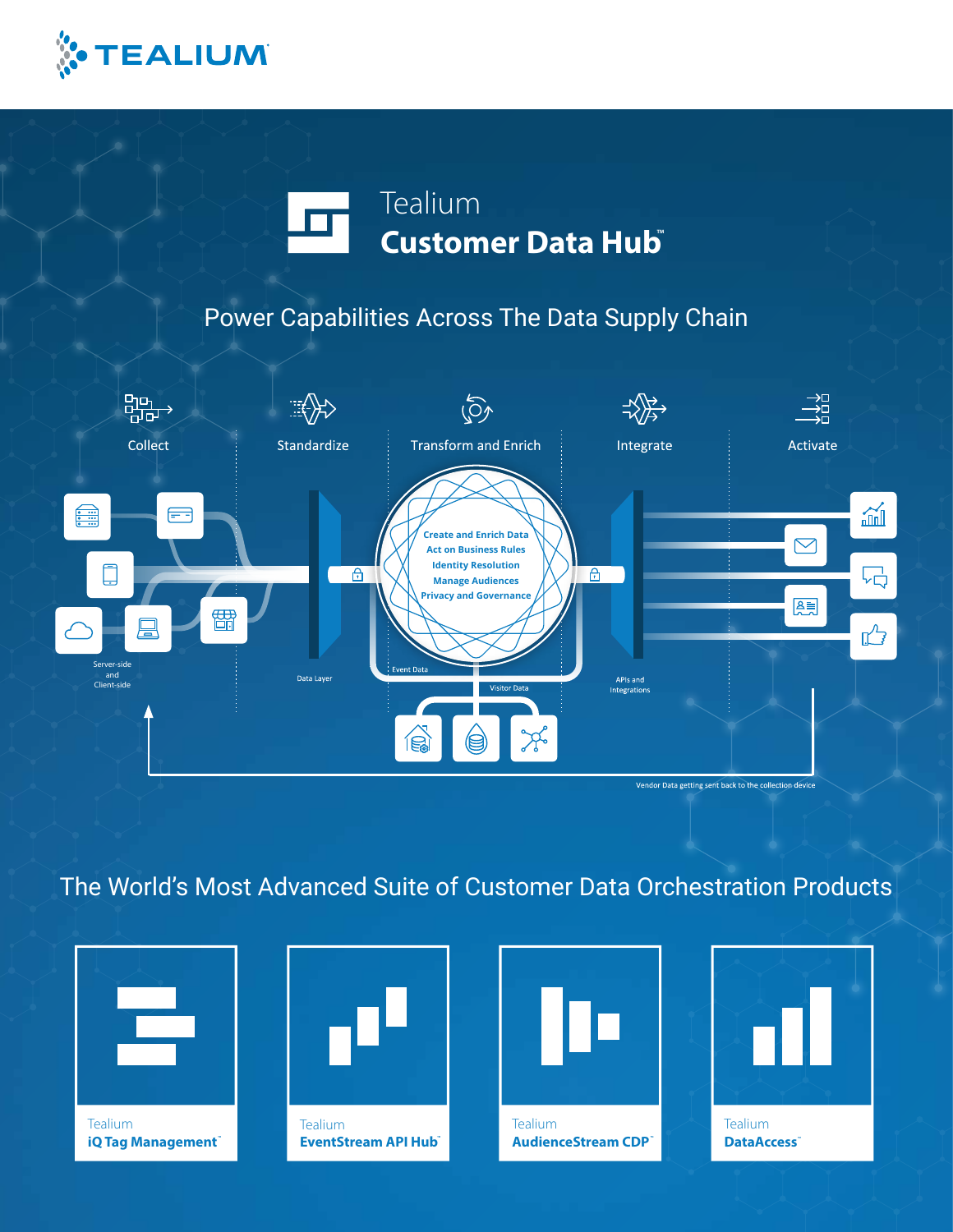**TEALIUM**

# Tealium Customer Data Hub™

## Power Capabilities Across The Data Supply Chain

Collect | Standardize | Transform and Enrich | Integrate | Activate

Server-side and Client-side

Data Layer

- Create and Enrich Data
- Act on Business Rules
- Identity Resolution
- Manage Audiences
- Privacy and Governance

Event Data

Visitor Data

APIs and Integrations

Vendor Data getting sent back to the collection device

## The World's Most Advanced Suite of Customer Data Orchestration Products

Tealium **iQ Tag Management**™

Tealium **EventStream API Hub**™

Tealium **AudienceStream CDP**™

Tealium **DataAccess**™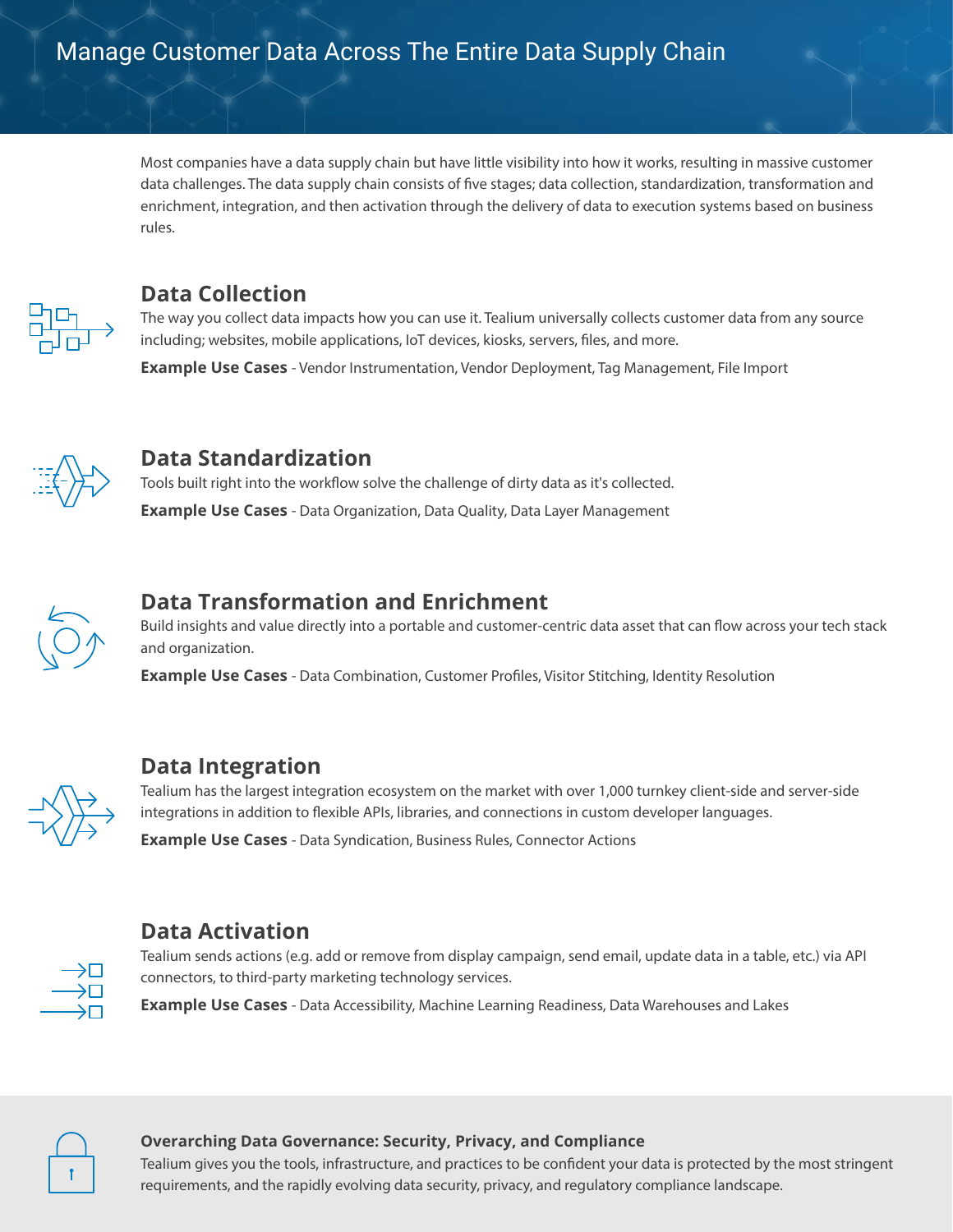# Manage Customer Data Across The Entire Data Supply Chain

Most companies have a data supply chain but have little visibility into how it works, resulting in massive customer data challenges. The data supply chain consists of five stages; data collection, standardization, transformation and enrichment, integration, and then activation through the delivery of data to execution systems based on business rules.

## Data Collection

The way you collect data impacts how you can use it. Tealium universally collects customer data from any source including; websites, mobile applications, IoT devices, kiosks, servers, files, and more.

**Example Use Cases** - Vendor Instrumentation, Vendor Deployment, Tag Management, File Import

## Data Standardization

Tools built right into the workflow solve the challenge of dirty data as it's collected.

**Example Use Cases** - Data Organization, Data Quality, Data Layer Management

## Data Transformation and Enrichment

Build insights and value directly into a portable and customer-centric data asset that can flow across your tech stack and organization.

**Example Use Cases** - Data Combination, Customer Profiles, Visitor Stitching, Identity Resolution

## Data Integration

Tealium has the largest integration ecosystem on the market with over 1,000 turnkey client-side and server-side integrations in addition to flexible APIs, libraries, and connections in custom developer languages.

**Example Use Cases** - Data Syndication, Business Rules, Connector Actions

## Data Activation

Tealium sends actions (e.g. add or remove from display campaign, send email, update data in a table, etc.) via API connectors, to third-party marketing technology services.

**Example Use Cases** - Data Accessibility, Machine Learning Readiness, Data Warehouses and Lakes

### Overarching Data Governance: Security, Privacy, and Compliance

Tealium gives you the tools, infrastructure, and practices to be confident your data is protected by the most stringent requirements, and the rapidly evolving data security, privacy, and regulatory compliance landscape.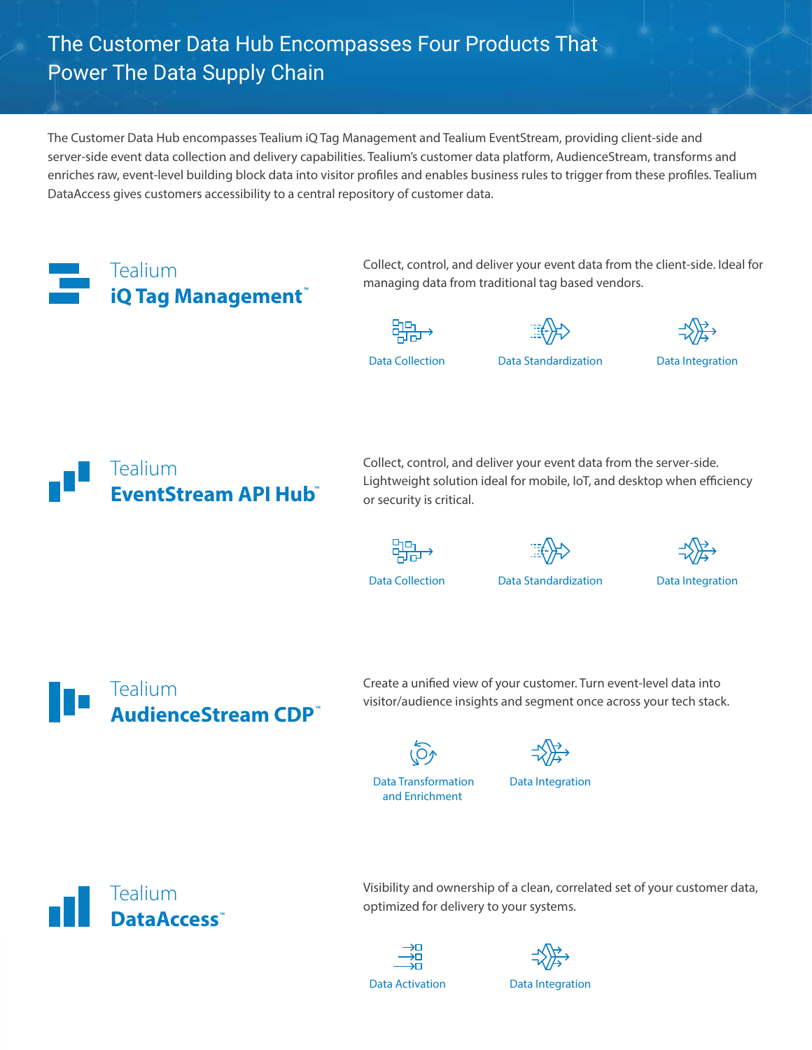# The Customer Data Hub Encompasses Four Products That Power The Data Supply Chain

The Customer Data Hub encompasses Tealium iQ Tag Management and Tealium EventStream, providing client-side and server-side event data collection and delivery capabilities. Tealium's customer data platform, AudienceStream, transforms and enriches raw, event-level building block data into visitor profiles and enables business rules to trigger from these profiles. Tealium DataAccess gives customers accessibility to a central repository of customer data.

## Tealium **iQ Tag Management™**

Collect, control, and deliver your event data from the client-side. Ideal for managing data from traditional tag based vendors.

- Data Collection
- Data Standardization
- Data Integration

## Tealium **EventStream API Hub™**

Collect, control, and deliver your event data from the server-side. Lightweight solution ideal for mobile, IoT, and desktop when efficiency or security is critical.

- Data Collection
- Data Standardization
- Data Integration

## Tealium **AudienceStream CDP™**

Create a unified view of your customer. Turn event-level data into visitor/audience insights and segment once across your tech stack.

- Data Transformation and Enrichment
- Data Integration

## Tealium **DataAccess™**

Visibility and ownership of a clean, correlated set of your customer data, optimized for delivery to your systems.

- Data Activation
- Data Integration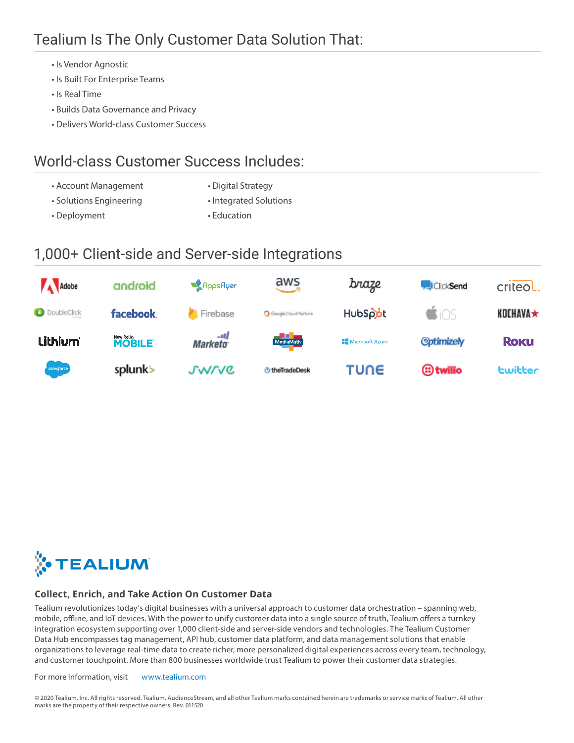## Tealium Is The Only Customer Data Solution That:

- Is Vendor Agnostic
- Is Built For Enterprise Teams
- Is Real Time
- Builds Data Governance and Privacy
- Delivers World-class Customer Success

## World-class Customer Success Includes:

- Account Management
- Solutions Engineering
- Deployment
- Digital Strategy
- Integrated Solutions
- Education

## 1,000+ Client-side and Server-side Integrations

Adobe, android, AppsFlyer, aws, braze, ClickSend, criteo, DoubleClick, facebook, Firebase, Google Cloud Platform, HubSpot, iOS, KOCHAVA, Lithium, New Relic MOBILE, Marketo, MediaMath, Microsoft Azure, Optimizely, Roku, salesforce, splunk, swrve, theTradeDesk, TUNE, twilio, twitter

TEALIUM

**Collect, Enrich, and Take Action On Customer Data**

Tealium revolutionizes today's digital businesses with a universal approach to customer data orchestration – spanning web, mobile, offline, and IoT devices. With the power to unify customer data into a single source of truth, Tealium offers a turnkey integration ecosystem supporting over 1,000 client-side and server-side vendors and technologies. The Tealium Customer Data Hub encompasses tag management, API hub, customer data platform, and data management solutions that enable organizations to leverage real-time data to create richer, more personalized digital experiences across every team, technology, and customer touchpoint. More than 800 businesses worldwide trust Tealium to power their customer data strategies.

For more information, visit www.tealium.com

© 2020 Tealium, Inc. All rights reserved. Tealium, AudienceStream, and all other Tealium marks contained herein are trademarks or service marks of Tealium. All other marks are the property of their respective owners. Rev. 011520